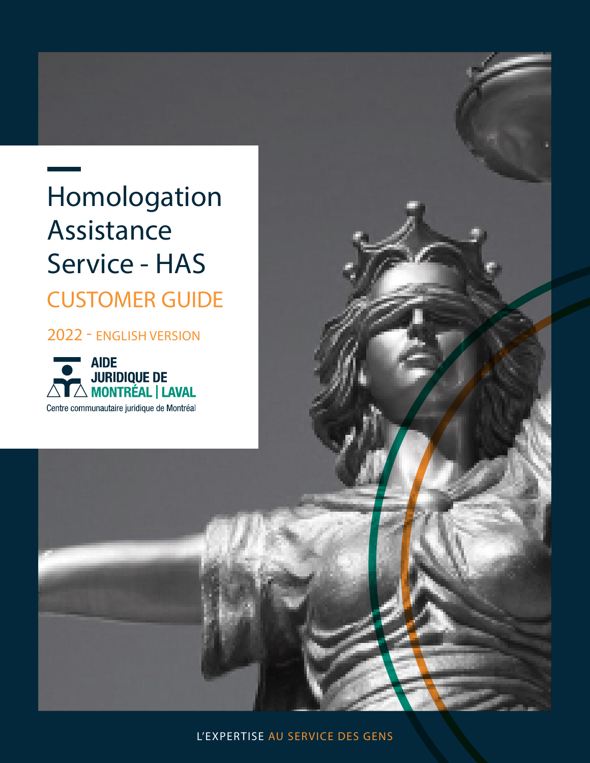# Homologation Assistance Service - HAS

## CUSTOMER GUIDE

2022 - ENGLISH VERSION

AIDE JURIDIQUE DE MONTRÉAL | LAVAL

Centre communautaire juridique de Montréal

L'EXPERTISE AU SERVICE DES GENS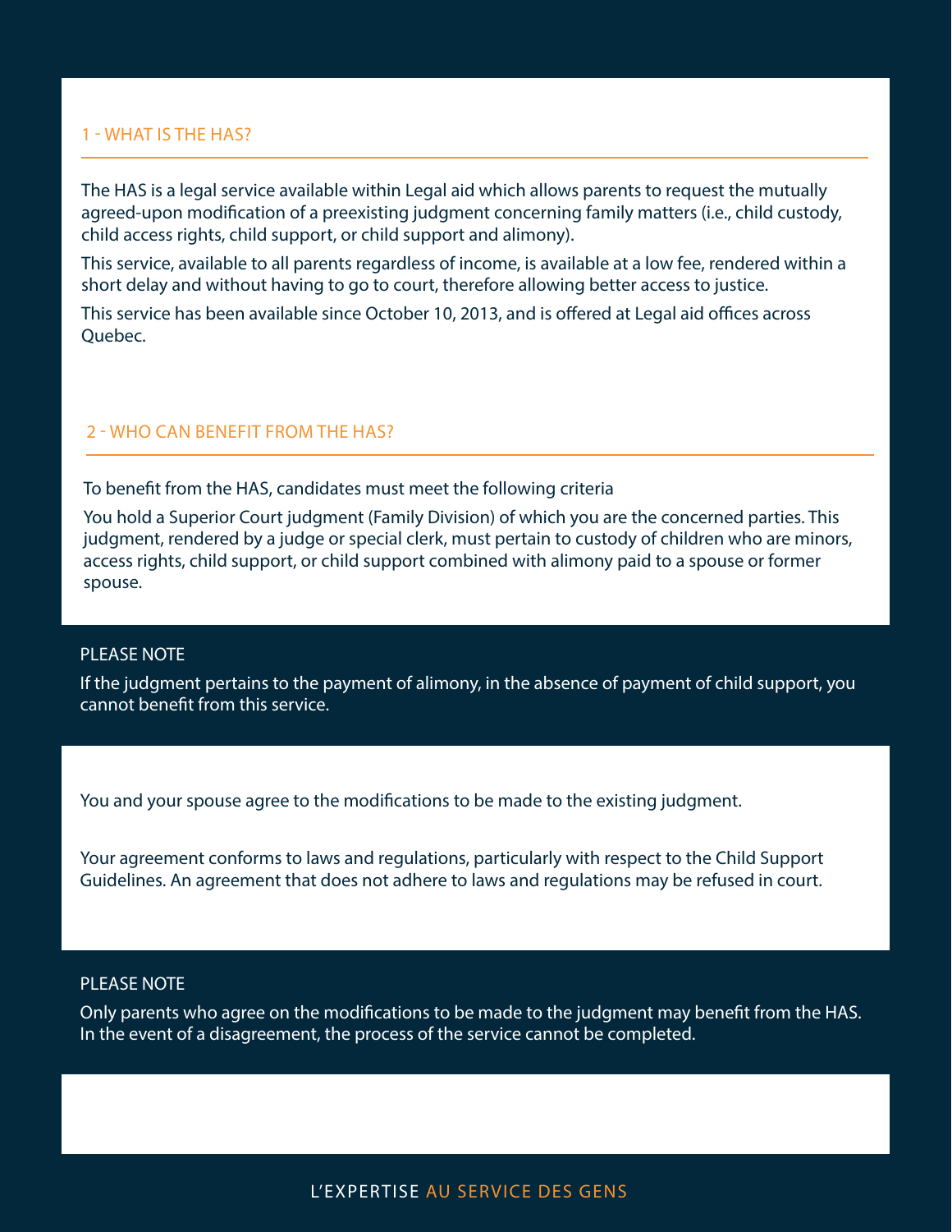## 1 - WHAT IS THE HAS?

The HAS is a legal service available within Legal aid which allows parents to request the mutually agreed-upon modification of a preexisting judgment concerning family matters (i.e., child custody, child access rights, child support, or child support and alimony).

This service, available to all parents regardless of income, is available at a low fee, rendered within a short delay and without having to go to court, therefore allowing better access to justice.

This service has been available since October 10, 2013, and is offered at Legal aid offices across Quebec.

## 2 - WHO CAN BENEFIT FROM THE HAS?

To benefit from the HAS, candidates must meet the following criteria

You hold a Superior Court judgment (Family Division) of which you are the concerned parties. This judgment, rendered by a judge or special clerk, must pertain to custody of children who are minors, access rights, child support, or child support combined with alimony paid to a spouse or former spouse.

PLEASE NOTE

If the judgment pertains to the payment of alimony, in the absence of payment of child support, you cannot benefit from this service.

You and your spouse agree to the modifications to be made to the existing judgment.

Your agreement conforms to laws and regulations, particularly with respect to the Child Support Guidelines. An agreement that does not adhere to laws and regulations may be refused in court.

PLEASE NOTE

Only parents who agree on the modifications to be made to the judgment may benefit from the HAS. In the event of a disagreement, the process of the service cannot be completed.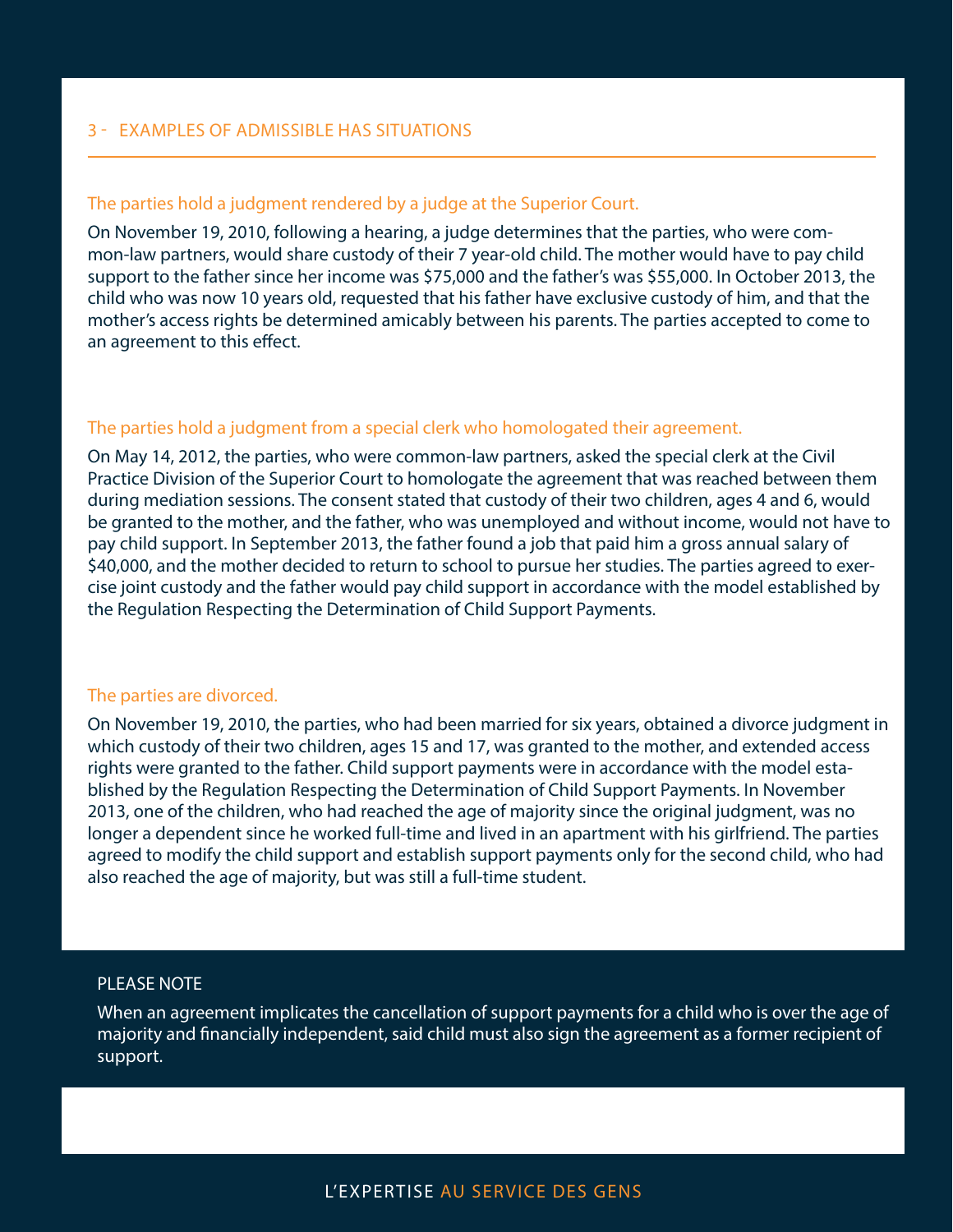## 3 - EXAMPLES OF ADMISSIBLE HAS SITUATIONS

### The parties hold a judgment rendered by a judge at the Superior Court.

On November 19, 2010, following a hearing, a judge determines that the parties, who were common-law partners, would share custody of their 7 year-old child. The mother would have to pay child support to the father since her income was $75,000 and the father's was $55,000. In October 2013, the child who was now 10 years old, requested that his father have exclusive custody of him, and that the mother's access rights be determined amicably between his parents. The parties accepted to come to an agreement to this effect.

### The parties hold a judgment from a special clerk who homologated their agreement.

On May 14, 2012, the parties, who were common-law partners, asked the special clerk at the Civil Practice Division of the Superior Court to homologate the agreement that was reached between them during mediation sessions. The consent stated that custody of their two children, ages 4 and 6, would be granted to the mother, and the father, who was unemployed and without income, would not have to pay child support. In September 2013, the father found a job that paid him a gross annual salary of $40,000, and the mother decided to return to school to pursue her studies. The parties agreed to exercise joint custody and the father would pay child support in accordance with the model established by the Regulation Respecting the Determination of Child Support Payments.

### The parties are divorced.

On November 19, 2010, the parties, who had been married for six years, obtained a divorce judgment in which custody of their two children, ages 15 and 17, was granted to the mother, and extended access rights were granted to the father. Child support payments were in accordance with the model established by the Regulation Respecting the Determination of Child Support Payments. In November 2013, one of the children, who had reached the age of majority since the original judgment, was no longer a dependent since he worked full-time and lived in an apartment with his girlfriend. The parties agreed to modify the child support and establish support payments only for the second child, who had also reached the age of majority, but was still a full-time student.

PLEASE NOTE

When an agreement implicates the cancellation of support payments for a child who is over the age of majority and financially independent, said child must also sign the agreement as a former recipient of support.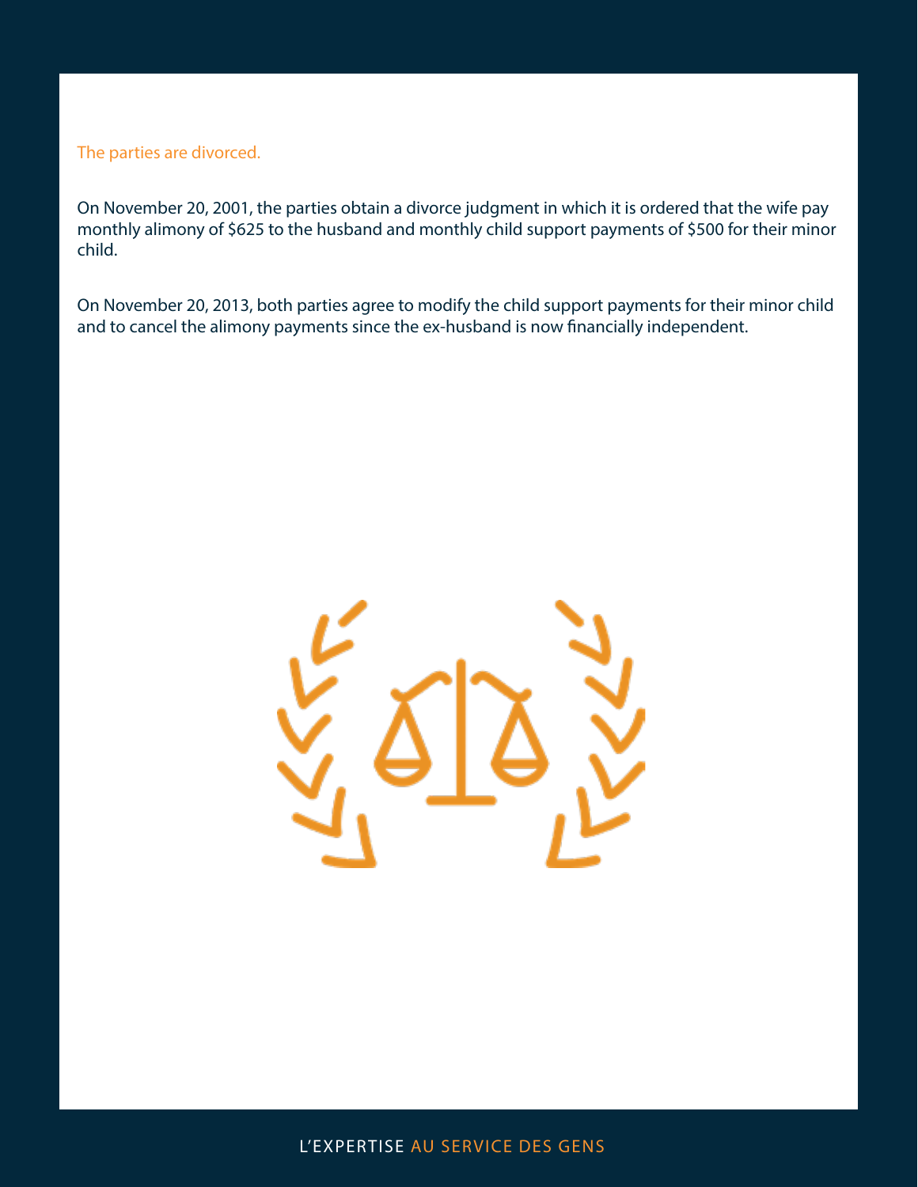The parties are divorced.

On November 20, 2001, the parties obtain a divorce judgment in which it is ordered that the wife pay monthly alimony of $625 to the husband and monthly child support payments of $500 for their minor child.

On November 20, 2013, both parties agree to modify the child support payments for their minor child and to cancel the alimony payments since the ex-husband is now financially independent.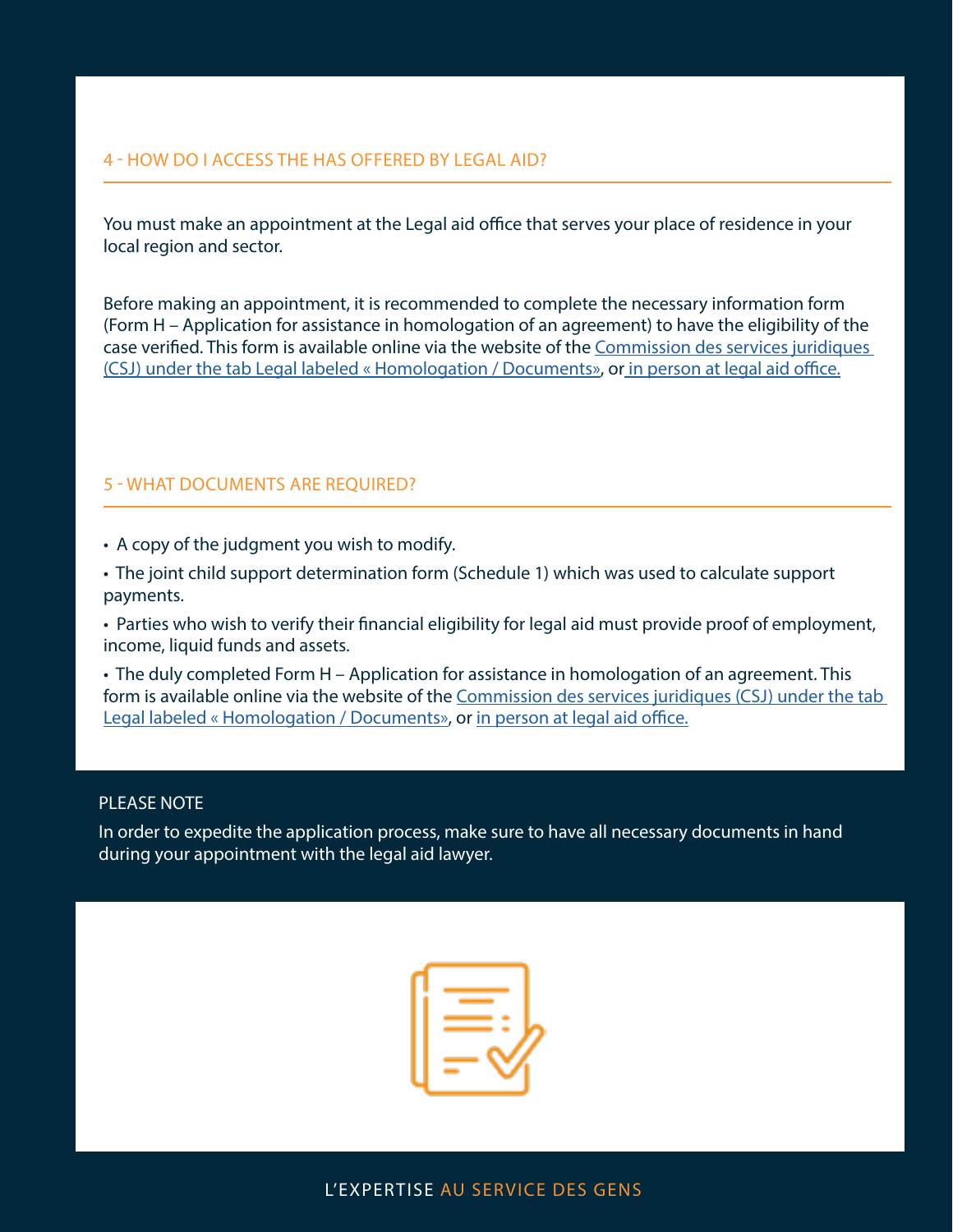## 4 - HOW DO I ACCESS THE HAS OFFERED BY LEGAL AID?

You must make an appointment at the Legal aid office that serves your place of residence in your local region and sector.

Before making an appointment, it is recommended to complete the necessary information form (Form H – Application for assistance in homologation of an agreement) to have the eligibility of the case verified. This form is available online via the website of the Commission des services juridiques (CSJ) under the tab Legal labeled « Homologation / Documents», or in person at legal aid office.

## 5 - WHAT DOCUMENTS ARE REQUIRED?

- A copy of the judgment you wish to modify.
- The joint child support determination form (Schedule 1) which was used to calculate support payments.
- Parties who wish to verify their financial eligibility for legal aid must provide proof of employment, income, liquid funds and assets.
- The duly completed Form H – Application for assistance in homologation of an agreement. This form is available online via the website of the Commission des services juridiques (CSJ) under the tab Legal labeled « Homologation / Documents», or in person at legal aid office.

PLEASE NOTE

In order to expedite the application process, make sure to have all necessary documents in hand during your appointment with the legal aid lawyer.

L'EXPERTISE AU SERVICE DES GENS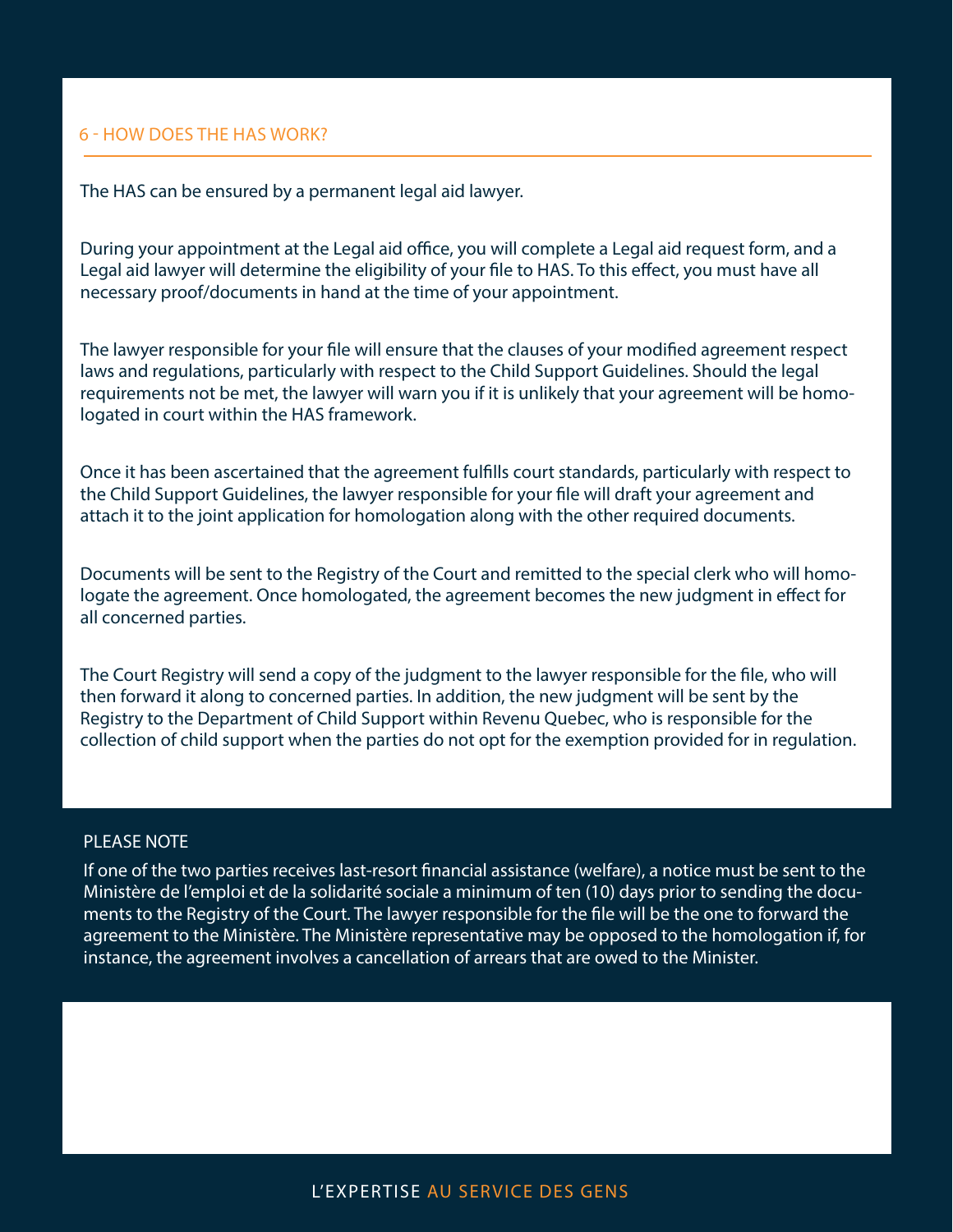## 6 - HOW DOES THE HAS WORK?

The HAS can be ensured by a permanent legal aid lawyer.

During your appointment at the Legal aid office, you will complete a Legal aid request form, and a Legal aid lawyer will determine the eligibility of your file to HAS. To this effect, you must have all necessary proof/documents in hand at the time of your appointment.

The lawyer responsible for your file will ensure that the clauses of your modified agreement respect laws and regulations, particularly with respect to the Child Support Guidelines. Should the legal requirements not be met, the lawyer will warn you if it is unlikely that your agreement will be homologated in court within the HAS framework.

Once it has been ascertained that the agreement fulfills court standards, particularly with respect to the Child Support Guidelines, the lawyer responsible for your file will draft your agreement and attach it to the joint application for homologation along with the other required documents.

Documents will be sent to the Registry of the Court and remitted to the special clerk who will homologate the agreement. Once homologated, the agreement becomes the new judgment in effect for all concerned parties.

The Court Registry will send a copy of the judgment to the lawyer responsible for the file, who will then forward it along to concerned parties. In addition, the new judgment will be sent by the Registry to the Department of Child Support within Revenu Quebec, who is responsible for the collection of child support when the parties do not opt for the exemption provided for in regulation.

PLEASE NOTE

If one of the two parties receives last-resort financial assistance (welfare), a notice must be sent to the Ministère de l'emploi et de la solidarité sociale a minimum of ten (10) days prior to sending the documents to the Registry of the Court. The lawyer responsible for the file will be the one to forward the agreement to the Ministère. The Ministère representative may be opposed to the homologation if, for instance, the agreement involves a cancellation of arrears that are owed to the Minister.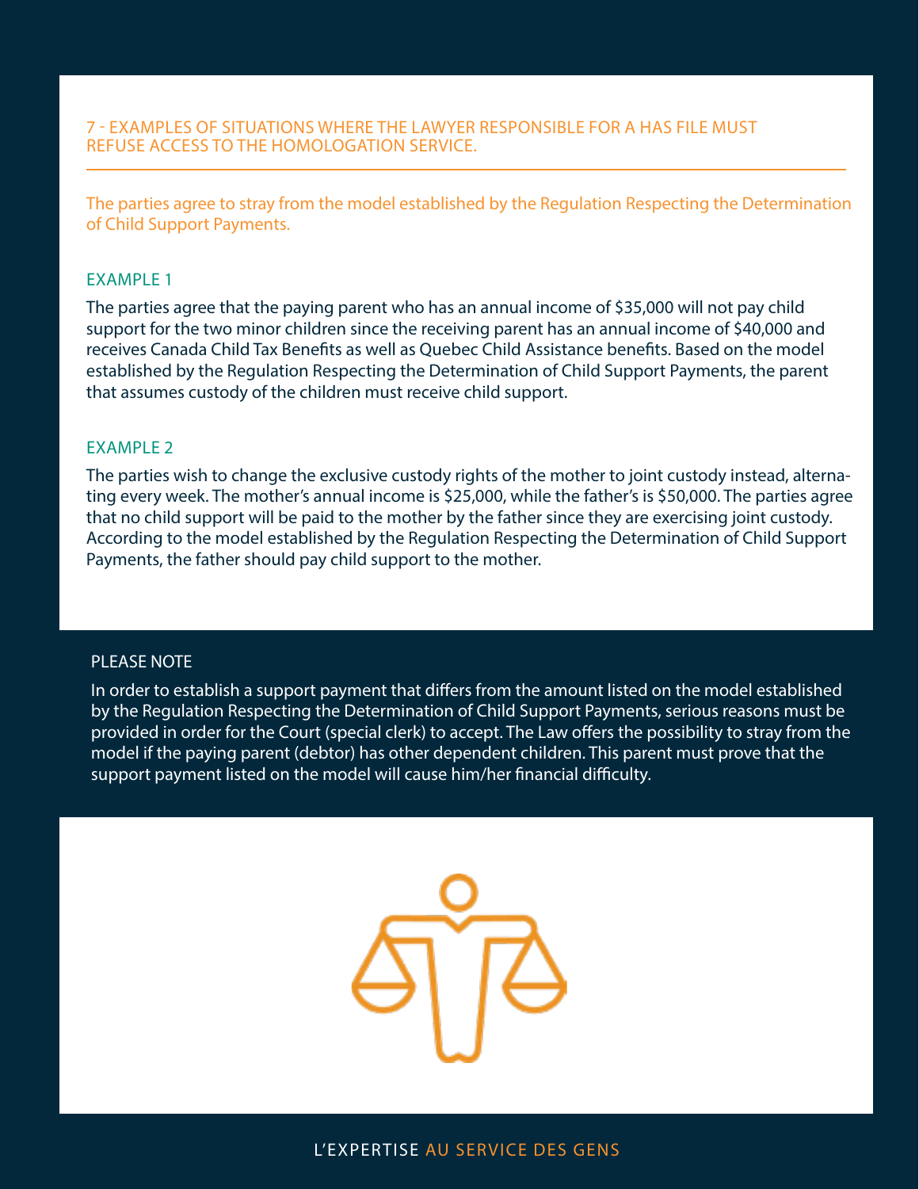## 7 - EXAMPLES OF SITUATIONS WHERE THE LAWYER RESPONSIBLE FOR A HAS FILE MUST REFUSE ACCESS TO THE HOMOLOGATION SERVICE.

The parties agree to stray from the model established by the Regulation Respecting the Determination of Child Support Payments.

### EXAMPLE 1

The parties agree that the paying parent who has an annual income of $35,000 will not pay child support for the two minor children since the receiving parent has an annual income of $40,000 and receives Canada Child Tax Benefits as well as Quebec Child Assistance benefits. Based on the model established by the Regulation Respecting the Determination of Child Support Payments, the parent that assumes custody of the children must receive child support.

### EXAMPLE 2

The parties wish to change the exclusive custody rights of the mother to joint custody instead, alternating every week. The mother's annual income is $25,000, while the father's is $50,000. The parties agree that no child support will be paid to the mother by the father since they are exercising joint custody. According to the model established by the Regulation Respecting the Determination of Child Support Payments, the father should pay child support to the mother.

### PLEASE NOTE

In order to establish a support payment that differs from the amount listed on the model established by the Regulation Respecting the Determination of Child Support Payments, serious reasons must be provided in order for the Court (special clerk) to accept. The Law offers the possibility to stray from the model if the paying parent (debtor) has other dependent children. This parent must prove that the support payment listed on the model will cause him/her financial difficulty.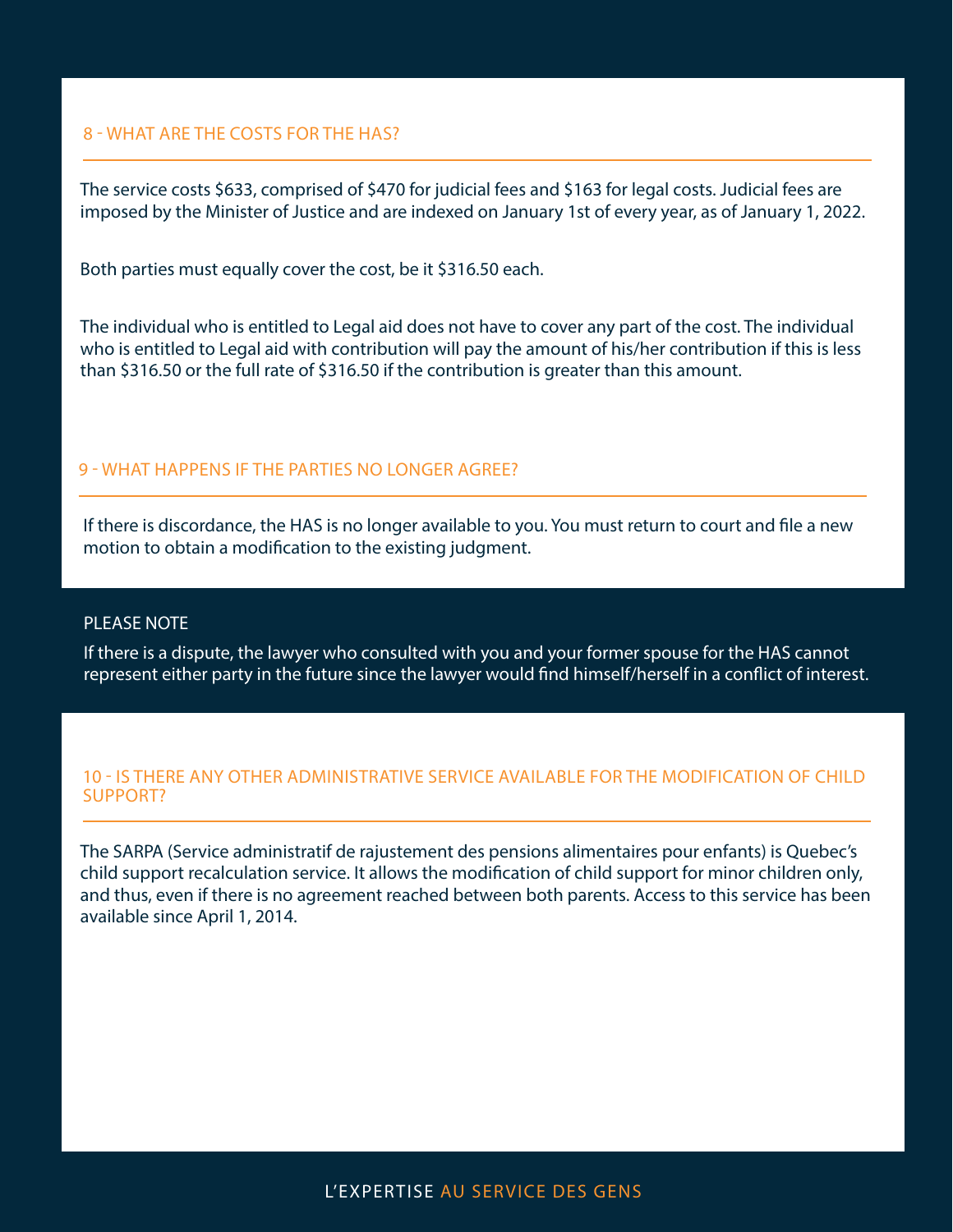## 8 - WHAT ARE THE COSTS FOR THE HAS?

The service costs $633, comprised of $470 for judicial fees and $163 for legal costs. Judicial fees are imposed by the Minister of Justice and are indexed on January 1st of every year, as of January 1, 2022.

Both parties must equally cover the cost, be it $316.50 each.

The individual who is entitled to Legal aid does not have to cover any part of the cost. The individual who is entitled to Legal aid with contribution will pay the amount of his/her contribution if this is less than $316.50 or the full rate of $316.50 if the contribution is greater than this amount.

## 9 - WHAT HAPPENS IF THE PARTIES NO LONGER AGREE?

If there is discordance, the HAS is no longer available to you. You must return to court and file a new motion to obtain a modification to the existing judgment.

PLEASE NOTE

If there is a dispute, the lawyer who consulted with you and your former spouse for the HAS cannot represent either party in the future since the lawyer would find himself/herself in a conflict of interest.

## 10 - IS THERE ANY OTHER ADMINISTRATIVE SERVICE AVAILABLE FOR THE MODIFICATION OF CHILD SUPPORT?

The SARPA (Service administratif de rajustement des pensions alimentaires pour enfants) is Quebec's child support recalculation service. It allows the modification of child support for minor children only, and thus, even if there is no agreement reached between both parents. Access to this service has been available since April 1, 2014.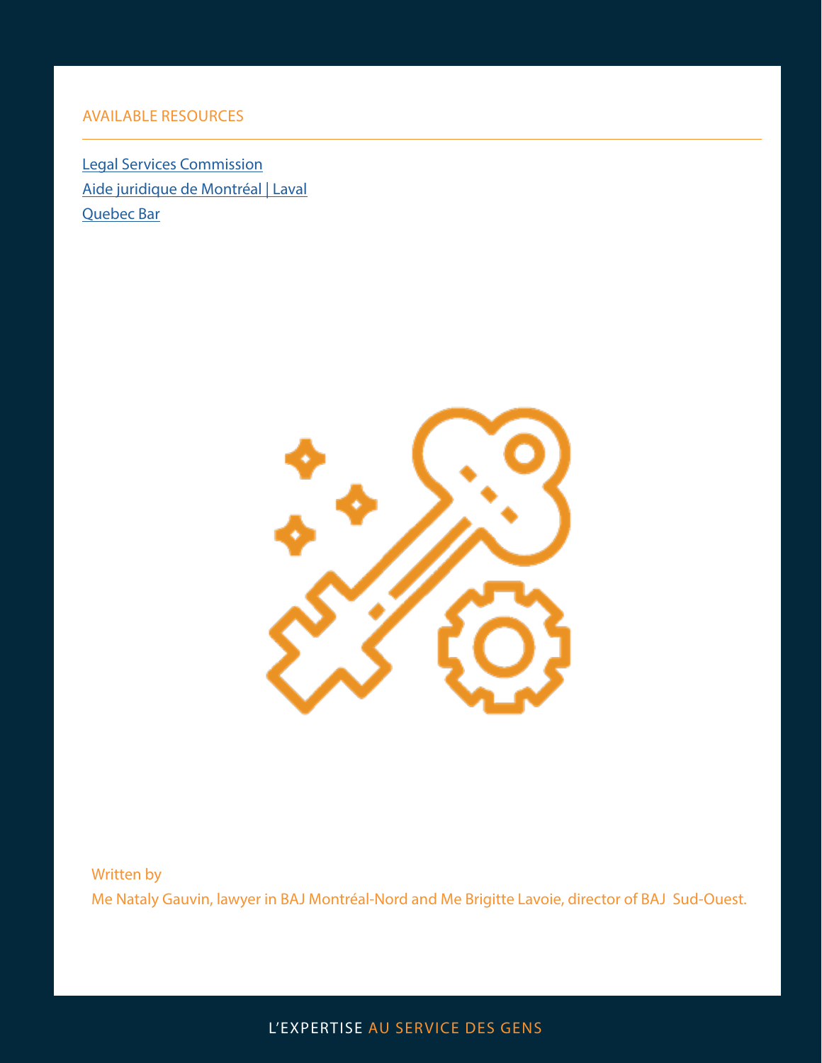## AVAILABLE RESOURCES

Legal Services Commission

Aide juridique de Montréal | Laval

Quebec Bar

Written by

Me Nataly Gauvin, lawyer in BAJ Montréal-Nord and Me Brigitte Lavoie, director of BAJ Sud-Ouest.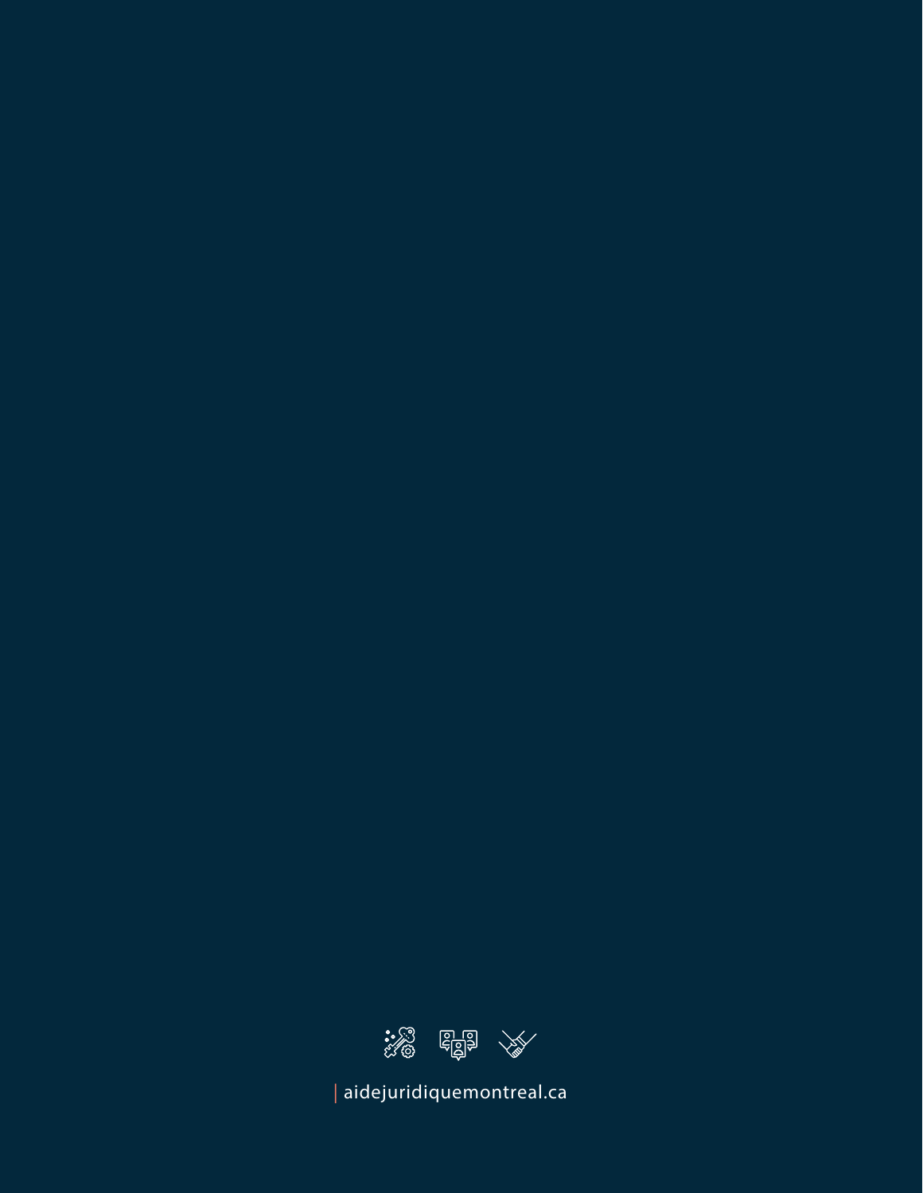| aidejuridiquemontreal.ca